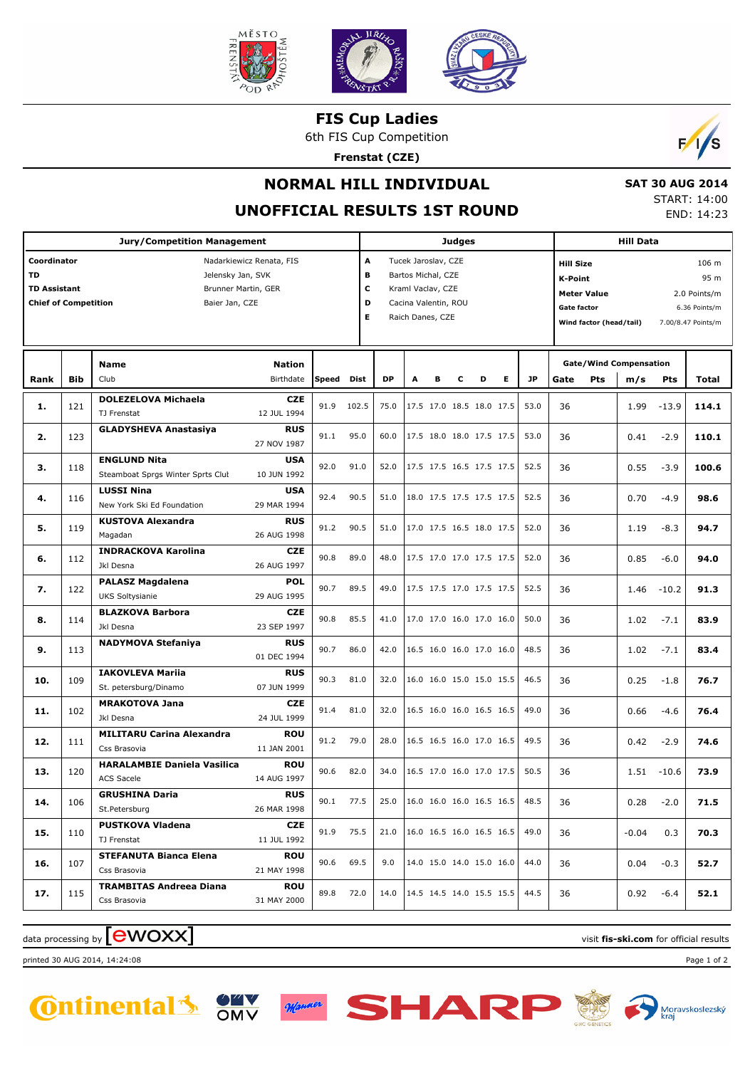# FIS Cup Ladies

6th FIS Cup Competition

**Frenstat (CZE)**

## NORMAL HILL INDIVIDUAL

**SAT 30 AUG 2014**

START: 14:00

END: 14:23

## UNOFFICIAL RESULTS 1ST ROUND

| Jury/Competition Management | | Judges | | Hill Data | |
|---|---|---|---|---|---|
| **Coordinator** | Nadarkiewicz Renata, FIS | **A** | Tucek Jaroslav, CZE | **Hill Size** | 106 m |
| **TD** | Jelensky Jan, SVK | **B** | Bartos Michal, CZE | **K-Point** | 95 m |
| **TD Assistant** | Brunner Martin, GER | **C** | Kraml Vaclav, CZE | **Meter Value** | 2.0 Points/m |
| **Chief of Competition** | Baier Jan, CZE | **D** | Cacina Valentin, ROU | **Gate factor** | 6.36 Points/m |
| | | **E** | Raich Danes, CZE | **Wind factor (head/tail)** | 7.00/8.47 Points/m |

| Rank | Bib | Name / Club | Nation / Birthdate | Speed | Dist | DP | A | B | C | D | E | JP | Gate | Gate Pts | m/s | Wind Pts | Total |
|---|---|---|---|---|---|---|---|---|---|---|---|---|---|---|---|---|---|
| **1.** | 121 | **DOLEZELOVA Michaela** TJ Frenstat | **CZE** 12 JUL 1994 | 91.9 | 102.5 | 75.0 | 17.5 | 17.0 | 18.5 | 18.0 | 17.5 | 53.0 | 36 | | 1.99 | -13.9 | **114.1** |
| **2.** | 123 | **GLADYSHEVA Anastasiya** | **RUS** 27 NOV 1987 | 91.1 | 95.0 | 60.0 | 17.5 | 18.0 | 18.0 | 17.5 | 17.5 | 53.0 | 36 | | 0.41 | -2.9 | **110.1** |
| **3.** | 118 | **ENGLUND Nita** Steamboat Sprgs Winter Sprts Clut | **USA** 10 JUN 1992 | 92.0 | 91.0 | 52.0 | 17.5 | 17.5 | 16.5 | 17.5 | 17.5 | 52.5 | 36 | | 0.55 | -3.9 | **100.6** |
| **4.** | 116 | **LUSSI Nina** New York Ski Ed Foundation | **USA** 29 MAR 1994 | 92.4 | 90.5 | 51.0 | 18.0 | 17.5 | 17.5 | 17.5 | 17.5 | 52.5 | 36 | | 0.70 | -4.9 | **98.6** |
| **5.** | 119 | **KUSTOVA Alexandra** Magadan | **RUS** 26 AUG 1998 | 91.2 | 90.5 | 51.0 | 17.0 | 17.5 | 16.5 | 18.0 | 17.5 | 52.0 | 36 | | 1.19 | -8.3 | **94.7** |
| **6.** | 112 | **INDRACKOVA Karolina** Jkl Desna | **CZE** 26 AUG 1997 | 90.8 | 89.0 | 48.0 | 17.5 | 17.0 | 17.0 | 17.5 | 17.5 | 52.0 | 36 | | 0.85 | -6.0 | **94.0** |
| **7.** | 122 | **PALASZ Magdalena** UKS Soltysianie | **POL** 29 AUG 1995 | 90.7 | 89.5 | 49.0 | 17.5 | 17.5 | 17.0 | 17.5 | 17.5 | 52.5 | 36 | | 1.46 | -10.2 | **91.3** |
| **8.** | 114 | **BLAZKOVA Barbora** Jkl Desna | **CZE** 23 SEP 1997 | 90.8 | 85.5 | 41.0 | 17.0 | 17.0 | 16.0 | 17.0 | 16.0 | 50.0 | 36 | | 1.02 | -7.1 | **83.9** |
| **9.** | 113 | **NADYMOVA Stefaniya** | **RUS** 01 DEC 1994 | 90.7 | 86.0 | 42.0 | 16.5 | 16.0 | 16.0 | 17.0 | 16.0 | 48.5 | 36 | | 1.02 | -7.1 | **83.4** |
| **10.** | 109 | **IAKOVLEVA Mariia** St. petersburg/Dinamo | **RUS** 07 JUN 1999 | 90.3 | 81.0 | 32.0 | 16.0 | 16.0 | 15.0 | 15.0 | 15.5 | 46.5 | 36 | | 0.25 | -1.8 | **76.7** |
| **11.** | 102 | **MRAKOTOVA Jana** Jkl Desna | **CZE** 24 JUL 1999 | 91.4 | 81.0 | 32.0 | 16.5 | 16.0 | 16.0 | 16.5 | 16.5 | 49.0 | 36 | | 0.66 | -4.6 | **76.4** |
| **12.** | 111 | **MILITARU Carina Alexandra** Css Brasovia | **ROU** 11 JAN 2001 | 91.2 | 79.0 | 28.0 | 16.5 | 16.5 | 16.0 | 17.0 | 16.5 | 49.5 | 36 | | 0.42 | -2.9 | **74.6** |
| **13.** | 120 | **HARALAMBIE Daniela Vasilica** ACS Sacele | **ROU** 14 AUG 1997 | 90.6 | 82.0 | 34.0 | 16.5 | 17.0 | 16.0 | 17.0 | 17.5 | 50.5 | 36 | | 1.51 | -10.6 | **73.9** |
| **14.** | 106 | **GRUSHINA Daria** St.Petersburg | **RUS** 26 MAR 1998 | 90.1 | 77.5 | 25.0 | 16.0 | 16.0 | 16.0 | 16.5 | 16.5 | 48.5 | 36 | | 0.28 | -2.0 | **71.5** |
| **15.** | 110 | **PUSTKOVA Vladena** TJ Frenstat | **CZE** 11 JUL 1992 | 91.9 | 75.5 | 21.0 | 16.0 | 16.5 | 16.0 | 16.5 | 16.5 | 49.0 | 36 | | -0.04 | 0.3 | **70.3** |
| **16.** | 107 | **STEFANUTA Bianca Elena** Css Brasovia | **ROU** 21 MAY 1998 | 90.6 | 69.5 | 9.0 | 14.0 | 15.0 | 14.0 | 15.0 | 16.0 | 44.0 | 36 | | 0.04 | -0.3 | **52.7** |
| **17.** | 115 | **TRAMBITAS Andreea Diana** Css Brasovia | **ROU** 31 MAY 2000 | 89.8 | 72.0 | 14.0 | 14.5 | 14.5 | 14.0 | 15.5 | 15.5 | 44.5 | 36 | | 0.92 | -6.4 | **52.1** |

data processing by ewoxx — visit **fis-ski.com** for official results

printed 30 AUG 2014, 14:24:08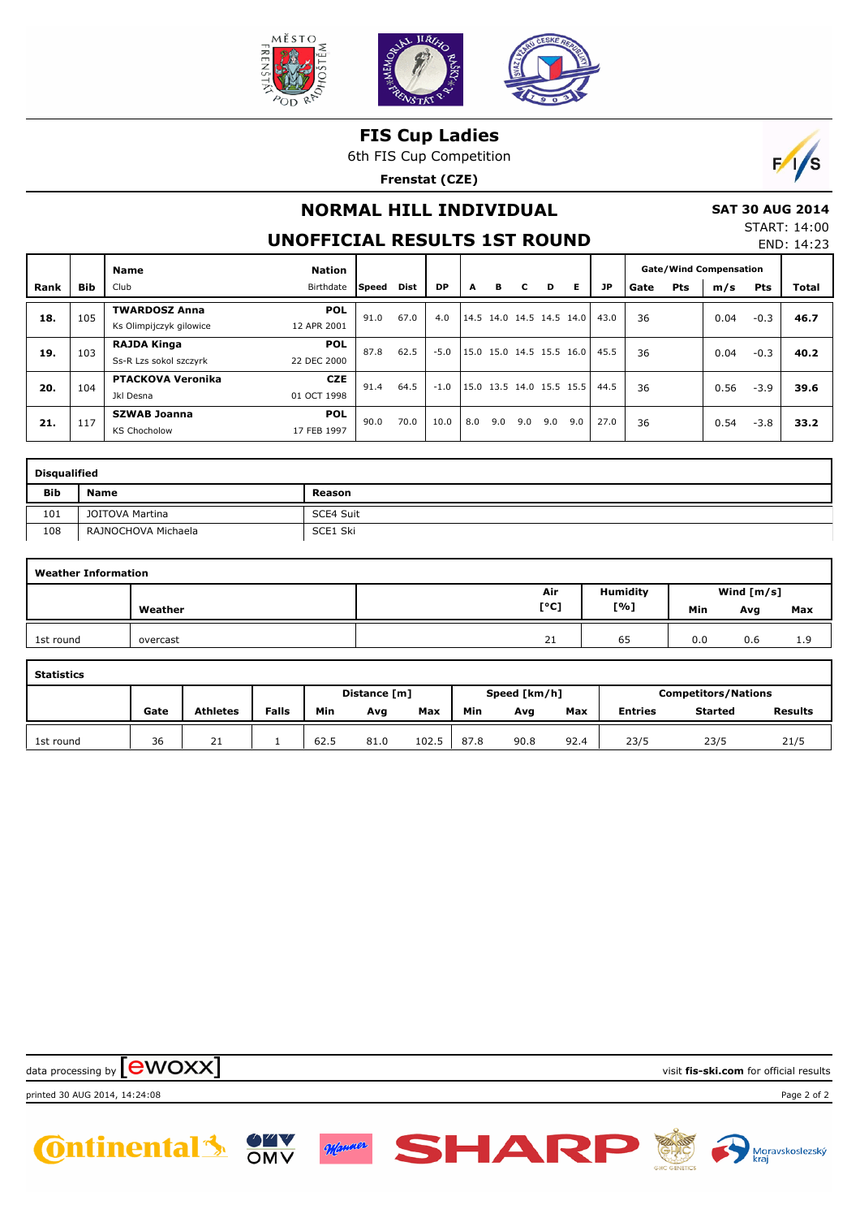# FIS Cup Ladies

6th FIS Cup Competition

**Frenstat (CZE)**

## NORMAL HILL INDIVIDUAL

**SAT 30 AUG 2014**

START: 14:00

END: 14:23

## UNOFFICIAL RESULTS 1ST ROUND

| Rank | Bib | Name / Club | Nation / Birthdate | Speed | Dist | DP | A | B | C | D | E | JP | Gate | Pts | m/s | Pts | Total |
|---|---|---|---|---|---|---|---|---|---|---|---|---|---|---|---|---|---|
| **18.** | 105 | **TWARDOSZ Anna** / Ks Olimpijczyk gilowice | **POL** / 12 APR 2001 | 91.0 | 67.0 | 4.0 | 14.5 | 14.0 | 14.5 | 14.5 | 14.0 | 43.0 | 36 | | 0.04 | -0.3 | **46.7** |
| **19.** | 103 | **RAJDA Kinga** / Ss-R Lzs sokol szczyrk | **POL** / 22 DEC 2000 | 87.8 | 62.5 | -5.0 | 15.0 | 15.0 | 14.5 | 15.5 | 16.0 | 45.5 | 36 | | 0.04 | -0.3 | **40.2** |
| **20.** | 104 | **PTACKOVA Veronika** / Jkl Desna | **CZE** / 01 OCT 1998 | 91.4 | 64.5 | -1.0 | 15.0 | 13.5 | 14.0 | 15.5 | 15.5 | 44.5 | 36 | | 0.56 | -3.9 | **39.6** |
| **21.** | 117 | **SZWAB Joanna** / KS Chocholow | **POL** / 17 FEB 1997 | 90.0 | 70.0 | 10.0 | 8.0 | 9.0 | 9.0 | 9.0 | 9.0 | 27.0 | 36 | | 0.54 | -3.8 | **33.2** |

### Disqualified

| Bib | Name | Reason |
|---|---|---|
| 101 | JOITOVA Martina | SCE4 Suit |
| 108 | RAJNOCHOVA Michaela | SCE1 Ski |

### Weather Information

| | Weather | Air [°C] | Humidity [%] | Wind Min [m/s] | Wind Avg [m/s] | Wind Max [m/s] |
|---|---|---|---|---|---|---|
| 1st round | overcast | 21 | 65 | 0.0 | 0.6 | 1.9 |

### Statistics

| | Gate | Athletes | Falls | Distance [m] Min | Distance [m] Avg | Distance [m] Max | Speed [km/h] Min | Speed [km/h] Avg | Speed [km/h] Max | Competitors/Nations Entries | Competitors/Nations Started | Competitors/Nations Results |
|---|---|---|---|---|---|---|---|---|---|---|---|---|
| 1st round | 36 | 21 | 1 | 62.5 | 81.0 | 102.5 | 87.8 | 90.8 | 92.4 | 23/5 | 23/5 | 21/5 |

data processing by ewoxx

visit **fis-ski.com** for official results

printed 30 AUG 2014, 14:24:08